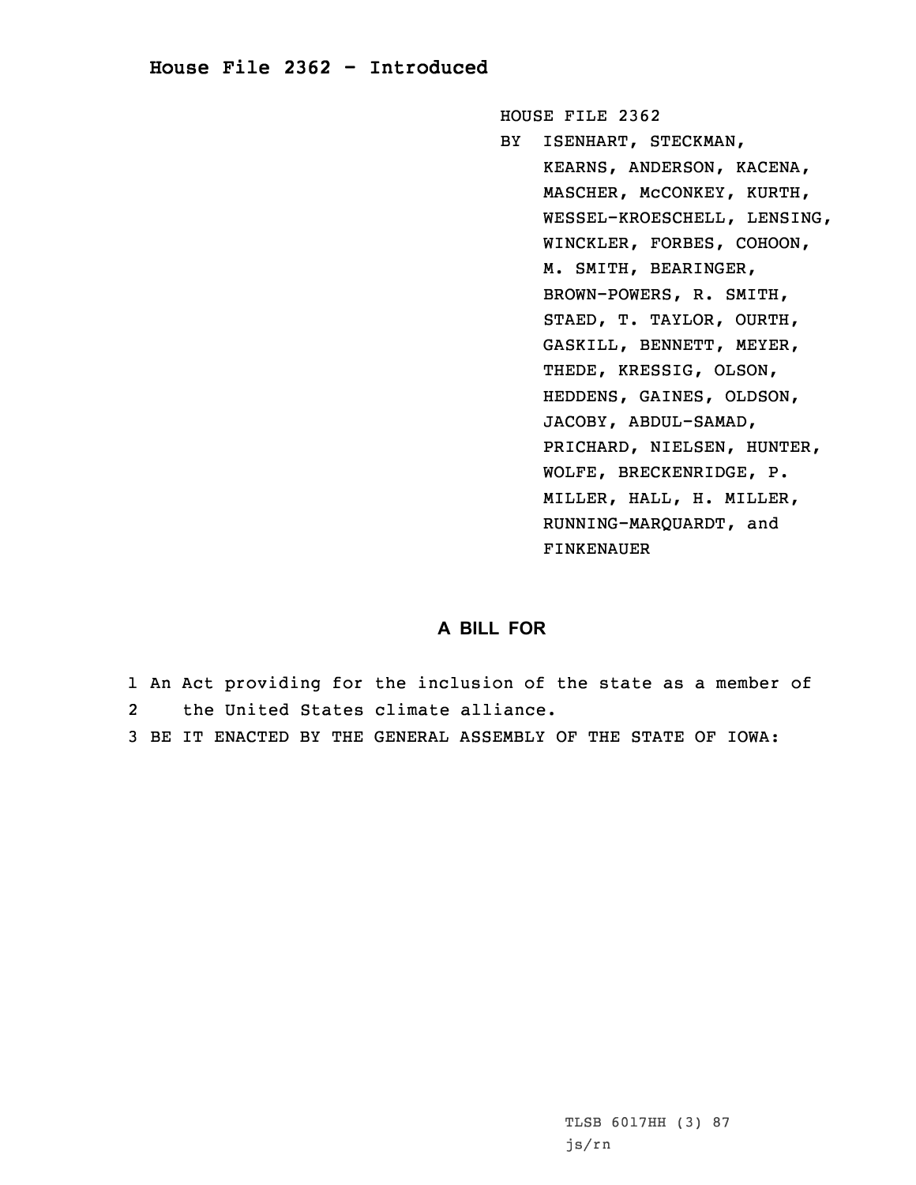# House File 2362 - Introduced

HOUSE FILE 2362

BY ISENHART, STECKMAN, KEARNS, ANDERSON, KACENA, MASCHER, McCONKEY, KURTH, WESSEL-KROESCHELL, LENSING, WINCKLER, FORBES, COHOON, M. SMITH, BEARINGER, BROWN-POWERS, R. SMITH, STAED, T. TAYLOR, OURTH, GASKILL, BENNETT, MEYER, THEDE, KRESSIG, OLSON, HEDDENS, GAINES, OLDSON, JACOBY, ABDUL-SAMAD, PRICHARD, NIELSEN, HUNTER, WOLFE, BRECKENRIDGE, P. MILLER, HALL, H. MILLER, RUNNING-MARQUARDT, and FINKENAUER

## A BILL FOR

1 An Act providing for the inclusion of the state as a member of
2 the United States climate alliance.
3 BE IT ENACTED BY THE GENERAL ASSEMBLY OF THE STATE OF IOWA:

TLSB 6017HH (3) 87
js/rn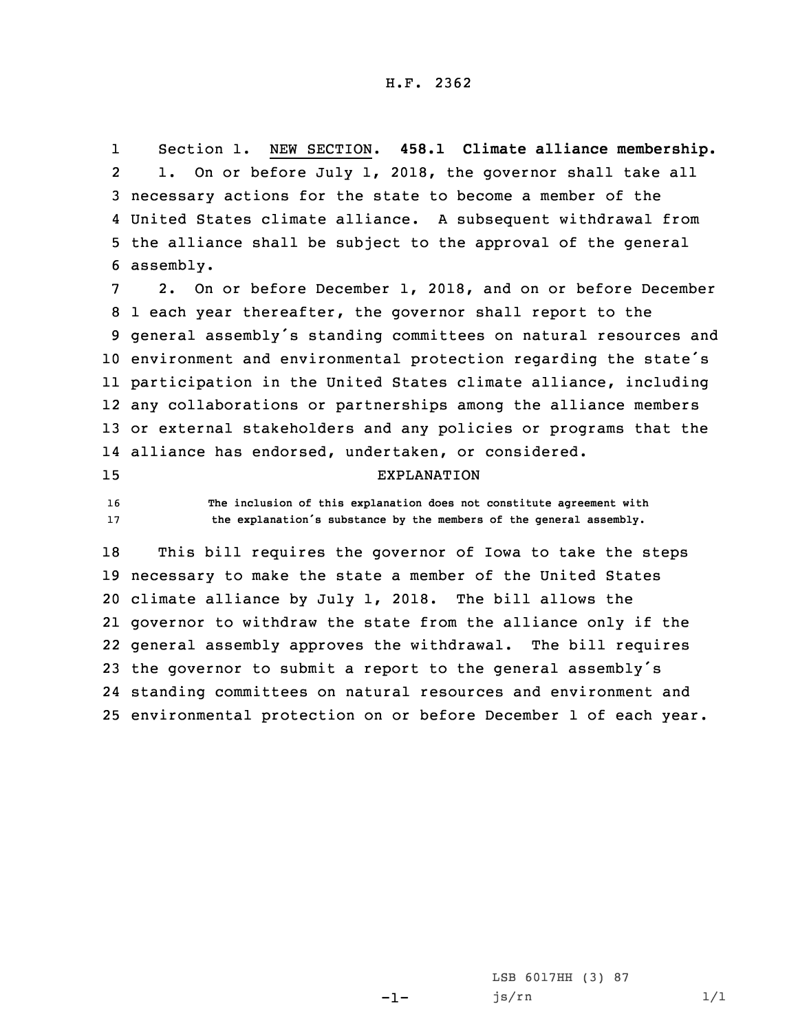H.F. 2362

Section 1. NEW SECTION. **458.1 Climate alliance membership.**

1. On or before July 1, 2018, the governor shall take all necessary actions for the state to become a member of the United States climate alliance. A subsequent withdrawal from the alliance shall be subject to the approval of the general assembly.

2. On or before December 1, 2018, and on or before December 1 each year thereafter, the governor shall report to the general assembly's standing committees on natural resources and environment and environmental protection regarding the state's participation in the United States climate alliance, including any collaborations or partnerships among the alliance members or external stakeholders and any policies or programs that the alliance has endorsed, undertaken, or considered.

EXPLANATION

**The inclusion of this explanation does not constitute agreement with the explanation's substance by the members of the general assembly.**

This bill requires the governor of Iowa to take the steps necessary to make the state a member of the United States climate alliance by July 1, 2018. The bill allows the governor to withdraw the state from the alliance only if the general assembly approves the withdrawal. The bill requires the governor to submit a report to the general assembly's standing committees on natural resources and environment and environmental protection on or before December 1 of each year.

LSB 6017HH (3) 87
js/rn